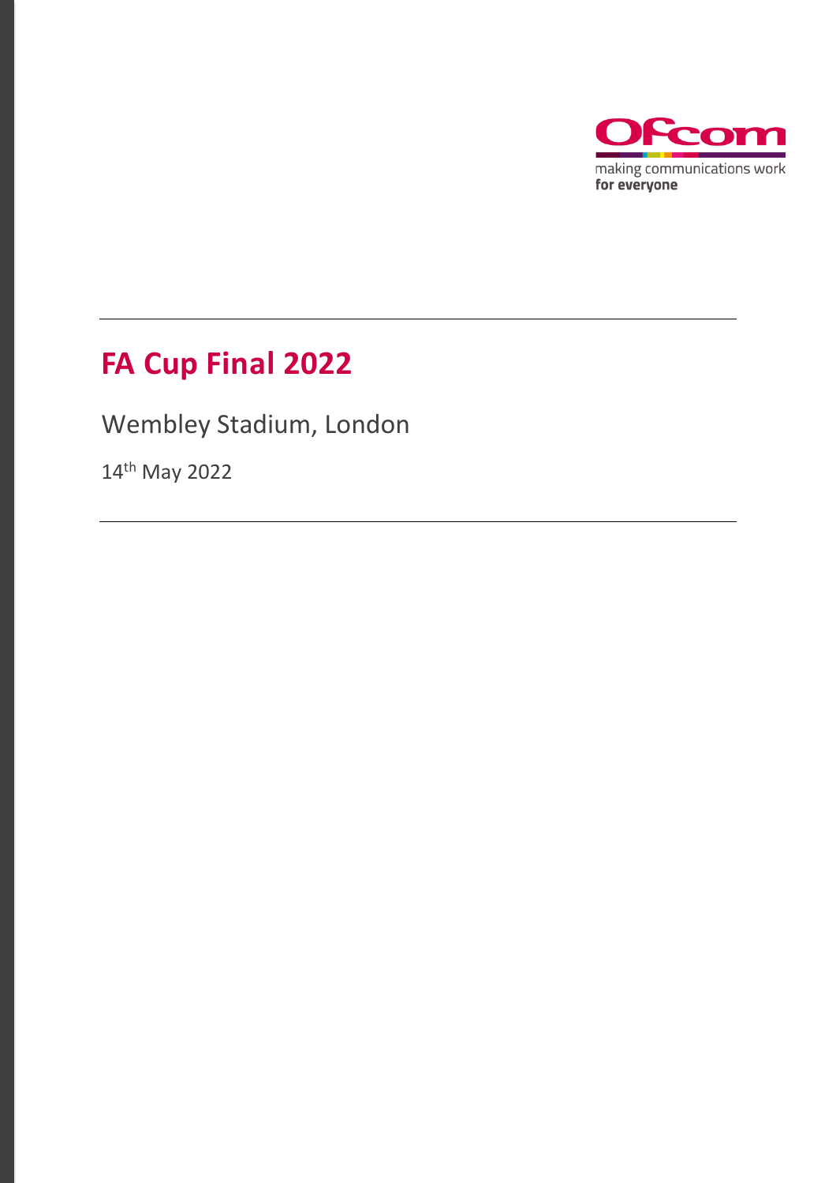Ofcom

making communications work
for everyone

# FA Cup Final 2022

Wembley Stadium, London

14th May 2022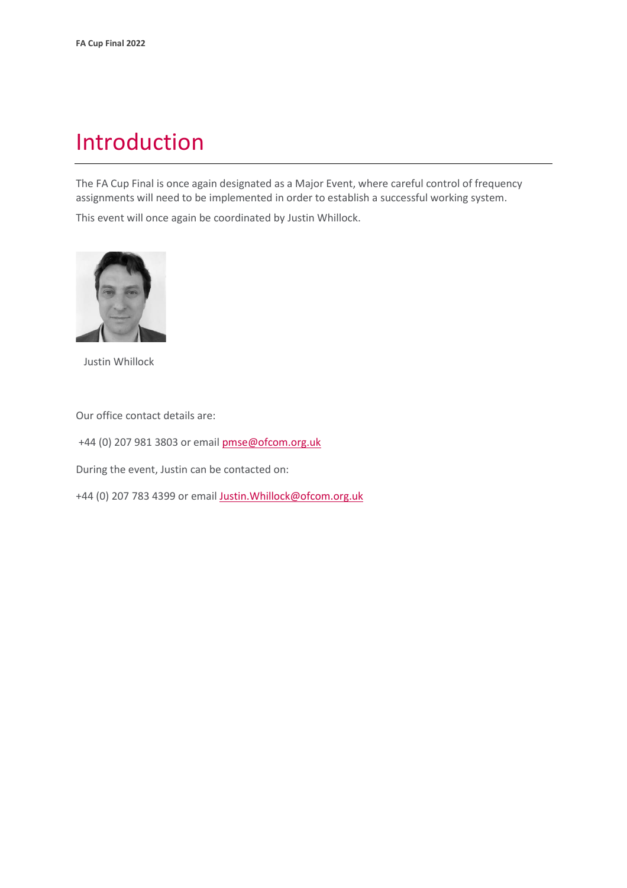# Introduction

The FA Cup Final is once again designated as a Major Event, where careful control of frequency assignments will need to be implemented in order to establish a successful working system.

This event will once again be coordinated by Justin Whillock.

Justin Whillock

Our office contact details are:

+44 (0) 207 981 3803 or email pmse@ofcom.org.uk

During the event, Justin can be contacted on:

+44 (0) 207 783 4399 or email Justin.Whillock@ofcom.org.uk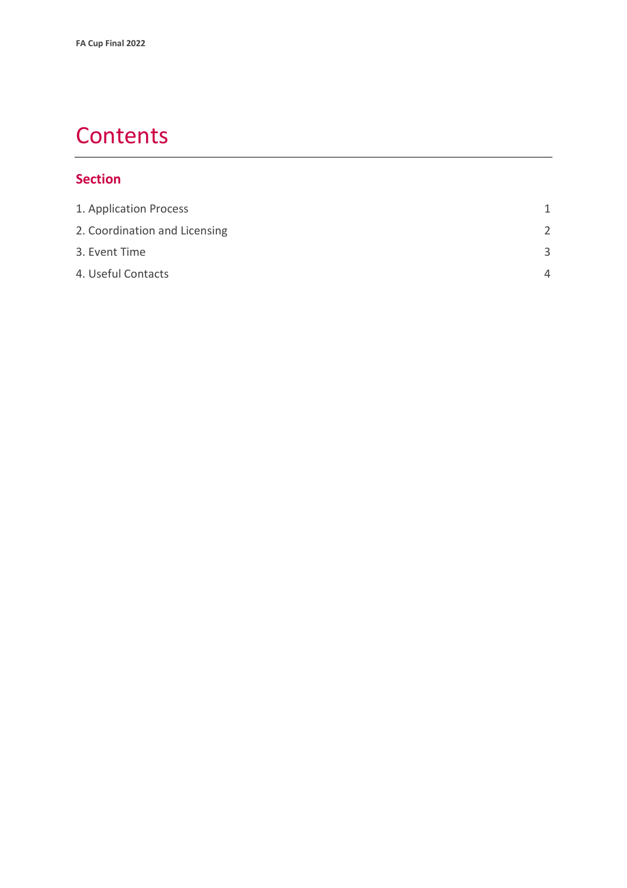# Contents

## Section

| | |
|---|---|
| 1. Application Process | 1 |
| 2. Coordination and Licensing | 2 |
| 3. Event Time | 3 |
| 4. Useful Contacts | 4 |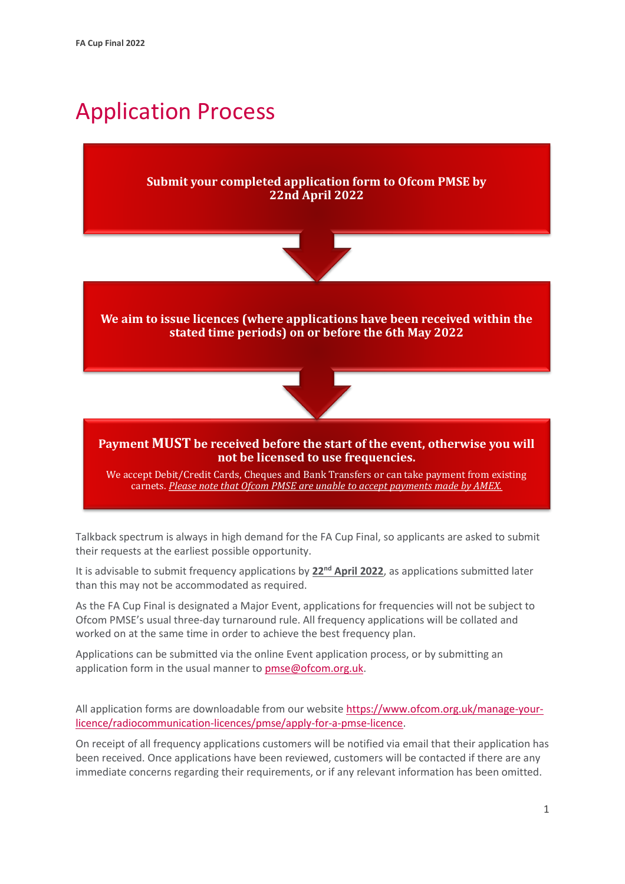# Application Process

**Submit your completed application form to Ofcom PMSE by 22nd April 2022**

**We aim to issue licences (where applications have been received within the stated time periods) on or before the 6th May 2022**

**Payment MUST be received before the start of the event, otherwise you will not be licensed to use frequencies.**

We accept Debit/Credit Cards, Cheques and Bank Transfers or can take payment from existing carnets. *Please note that Ofcom PMSE are unable to accept payments made by AMEX.*

Talkback spectrum is always in high demand for the FA Cup Final, so applicants are asked to submit their requests at the earliest possible opportunity.

It is advisable to submit frequency applications by **22nd April 2022**, as applications submitted later than this may not be accommodated as required.

As the FA Cup Final is designated a Major Event, applications for frequencies will not be subject to Ofcom PMSE's usual three-day turnaround rule. All frequency applications will be collated and worked on at the same time in order to achieve the best frequency plan.

Applications can be submitted via the online Event application process, or by submitting an application form in the usual manner to pmse@ofcom.org.uk.

All application forms are downloadable from our website https://www.ofcom.org.uk/manage-your-licence/radiocommunication-licences/pmse/apply-for-a-pmse-licence.

On receipt of all frequency applications customers will be notified via email that their application has been received. Once applications have been reviewed, customers will be contacted if there are any immediate concerns regarding their requirements, or if any relevant information has been omitted.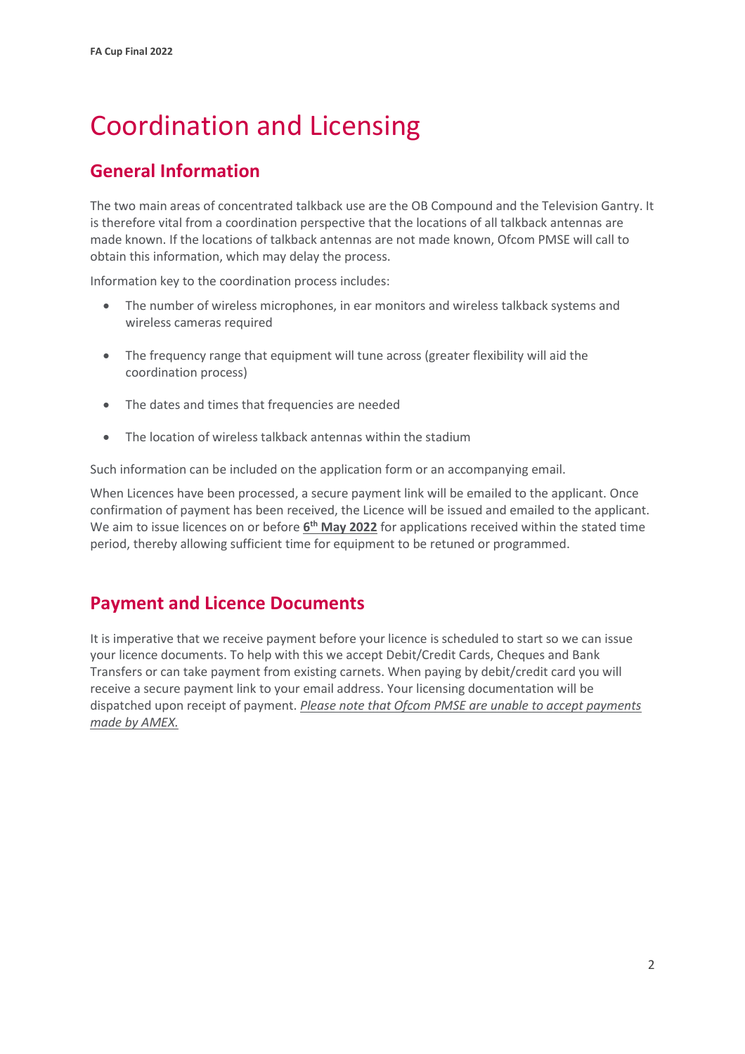# Coordination and Licensing

## General Information

The two main areas of concentrated talkback use are the OB Compound and the Television Gantry. It is therefore vital from a coordination perspective that the locations of all talkback antennas are made known. If the locations of talkback antennas are not made known, Ofcom PMSE will call to obtain this information, which may delay the process.

Information key to the coordination process includes:

- The number of wireless microphones, in ear monitors and wireless talkback systems and wireless cameras required
- The frequency range that equipment will tune across (greater flexibility will aid the coordination process)
- The dates and times that frequencies are needed
- The location of wireless talkback antennas within the stadium

Such information can be included on the application form or an accompanying email.

When Licences have been processed, a secure payment link will be emailed to the applicant. Once confirmation of payment has been received, the Licence will be issued and emailed to the applicant. We aim to issue licences on or before **6th May 2022** for applications received within the stated time period, thereby allowing sufficient time for equipment to be retuned or programmed.

## Payment and Licence Documents

It is imperative that we receive payment before your licence is scheduled to start so we can issue your licence documents. To help with this we accept Debit/Credit Cards, Cheques and Bank Transfers or can take payment from existing carnets. When paying by debit/credit card you will receive a secure payment link to your email address. Your licensing documentation will be dispatched upon receipt of payment. *Please note that Ofcom PMSE are unable to accept payments made by AMEX.*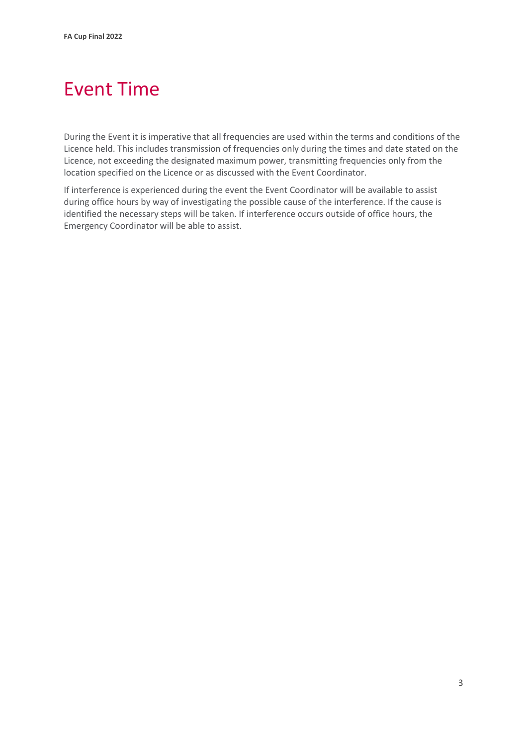# Event Time

During the Event it is imperative that all frequencies are used within the terms and conditions of the Licence held. This includes transmission of frequencies only during the times and date stated on the Licence, not exceeding the designated maximum power, transmitting frequencies only from the location specified on the Licence or as discussed with the Event Coordinator.

If interference is experienced during the event the Event Coordinator will be available to assist during office hours by way of investigating the possible cause of the interference. If the cause is identified the necessary steps will be taken. If interference occurs outside of office hours, the Emergency Coordinator will be able to assist.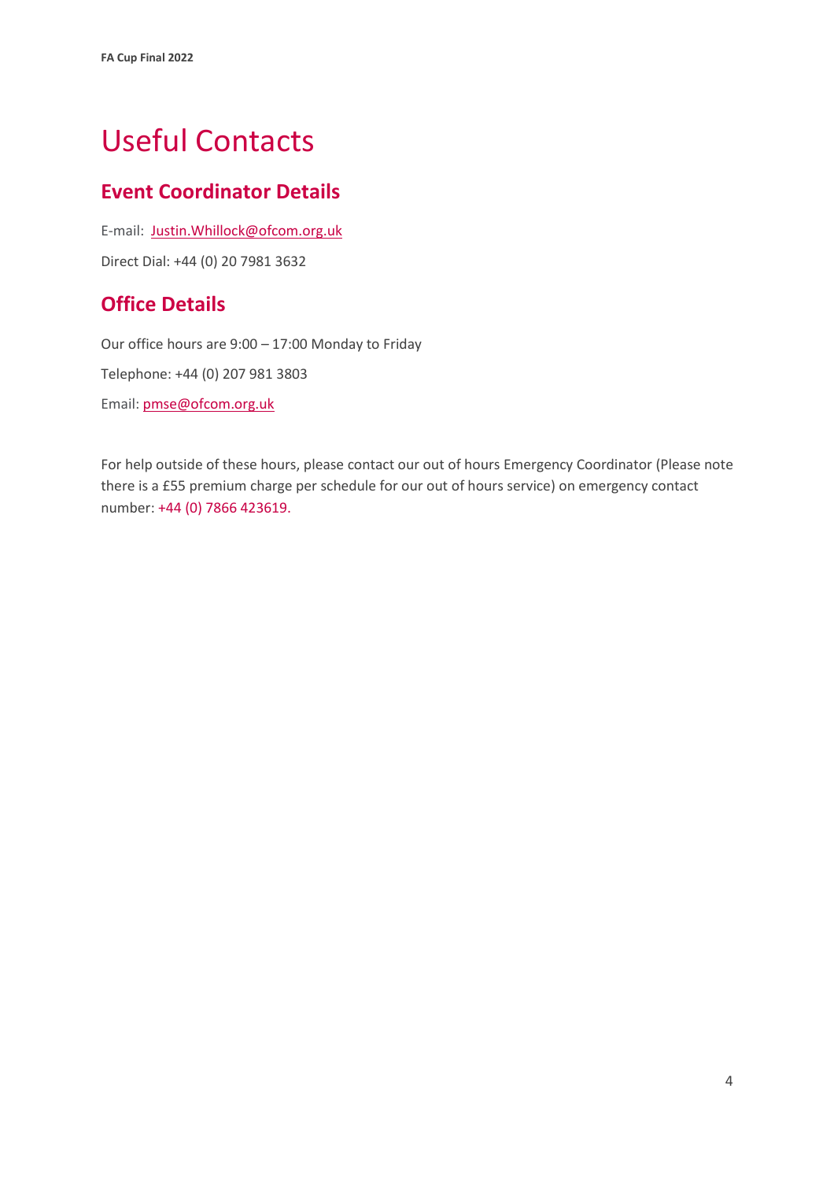# Useful Contacts

## Event Coordinator Details

E-mail: Justin.Whillock@ofcom.org.uk

Direct Dial: +44 (0) 20 7981 3632

## Office Details

Our office hours are 9:00 – 17:00 Monday to Friday

Telephone: +44 (0) 207 981 3803

Email: pmse@ofcom.org.uk

For help outside of these hours, please contact our out of hours Emergency Coordinator (Please note there is a £55 premium charge per schedule for our out of hours service) on emergency contact number: +44 (0) 7866 423619.